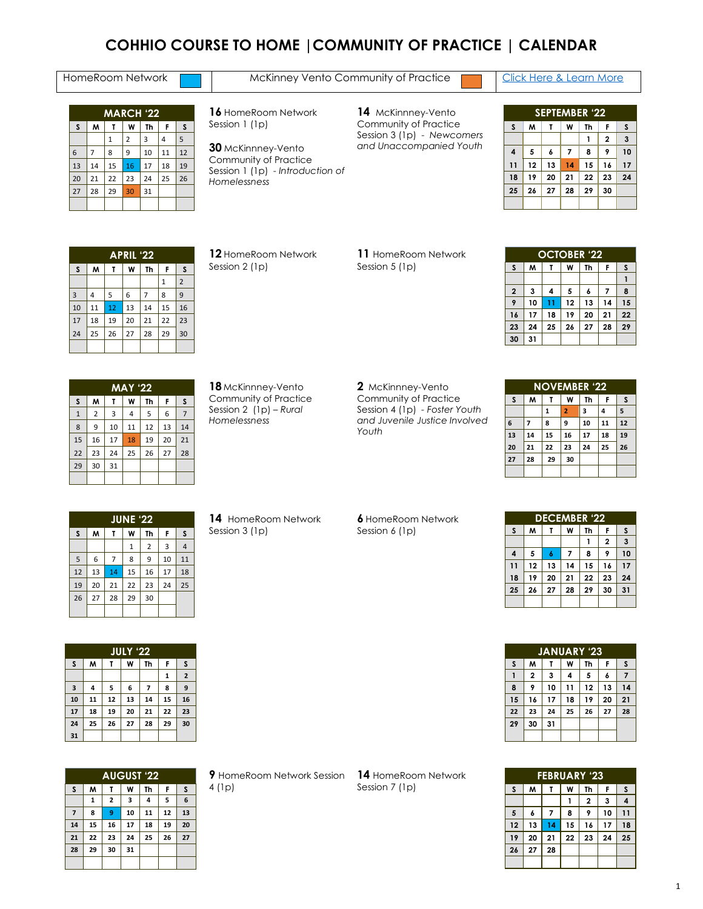# COHHIO COURSE TO HOME | COMMUNITY OF PRACTICE | CALENDAR

| HomeRoom Network (blue) | McKinney Vento Community of Practice (orange) | Click Here & Learn More |
|---|---|---|

## MARCH '22

| S | M | T | W | Th | F | S |
|---|---|---|---|---|---|---|
| | | 1 | 2 | 3 | 4 | 5 |
| 6 | 7 | 8 | 9 | 10 | 11 | 12 |
| 13 | 14 | 15 | 16 | 17 | 18 | 19 |
| 20 | 21 | 22 | 23 | 24 | 25 | 26 |
| 27 | 28 | 29 | 30 | 31 | | |

**16** HomeRoom Network Session 1 (1p)

**30** McKinnney-Vento Community of Practice Session 1 (1p) - *Introduction of Homelessness*

## APRIL '22

| S | M | T | W | Th | F | S |
|---|---|---|---|---|---|---|
| | | | | | 1 | 2 |
| 3 | 4 | 5 | 6 | 7 | 8 | 9 |
| 10 | 11 | 12 | 13 | 14 | 15 | 16 |
| 17 | 18 | 19 | 20 | 21 | 22 | 23 |
| 24 | 25 | 26 | 27 | 28 | 29 | 30 |

**12** HomeRoom Network Session 2 (1p)

## MAY '22

| S | M | T | W | Th | F | S |
|---|---|---|---|---|---|---|
| 1 | 2 | 3 | 4 | 5 | 6 | 7 |
| 8 | 9 | 10 | 11 | 12 | 13 | 14 |
| 15 | 16 | 17 | 18 | 19 | 20 | 21 |
| 22 | 23 | 24 | 25 | 26 | 27 | 28 |
| 29 | 30 | 31 | | | | |

**18** McKinnney-Vento Community of Practice Session 2 (1p) – *Rural Homelessness*

## JUNE '22

| S | M | T | W | Th | F | S |
|---|---|---|---|---|---|---|
| | | | 1 | 2 | 3 | 4 |
| 5 | 6 | 7 | 8 | 9 | 10 | 11 |
| 12 | 13 | 14 | 15 | 16 | 17 | 18 |
| 19 | 20 | 21 | 22 | 23 | 24 | 25 |
| 26 | 27 | 28 | 29 | 30 | | |

**14** HomeRoom Network Session 3 (1p)

## JULY '22

| S | M | T | W | Th | F | S |
|---|---|---|---|---|---|---|
| | | | | | 1 | 2 |
| 3 | 4 | 5 | 6 | 7 | 8 | 9 |
| 10 | 11 | 12 | 13 | 14 | 15 | 16 |
| 17 | 18 | 19 | 20 | 21 | 22 | 23 |
| 24 | 25 | 26 | 27 | 28 | 29 | 30 |
| 31 | | | | | | |

## AUGUST '22

| S | M | T | W | Th | F | S |
|---|---|---|---|---|---|---|
| | 1 | 2 | 3 | 4 | 5 | 6 |
| 7 | 8 | 9 | 10 | 11 | 12 | 13 |
| 14 | 15 | 16 | 17 | 18 | 19 | 20 |
| 21 | 22 | 23 | 24 | 25 | 26 | 27 |
| 28 | 29 | 30 | 31 | | | |

**9** HomeRoom Network Session 4 (1p)

## SEPTEMBER '22

| S | M | T | W | Th | F | S |
|---|---|---|---|---|---|---|
| | | | | 1 | 2 | 3 |
| 4 | 5 | 6 | 7 | 8 | 9 | 10 |
| 11 | 12 | 13 | 14 | 15 | 16 | 17 |
| 18 | 19 | 20 | 21 | 22 | 23 | 24 |
| 25 | 26 | 27 | 28 | 29 | 30 | |

**14** McKinnney-Vento Community of Practice Session 3 (1p) - *Newcomers and Unaccompanied Youth*

## OCTOBER '22

| S | M | T | W | Th | F | S |
|---|---|---|---|---|---|---|
| | | | | | | 1 |
| 2 | 3 | 4 | 5 | 6 | 7 | 8 |
| 9 | 10 | 11 | 12 | 13 | 14 | 15 |
| 16 | 17 | 18 | 19 | 20 | 21 | 22 |
| 23 | 24 | 25 | 26 | 27 | 28 | 29 |
| 30 | 31 | | | | | |

**11** HomeRoom Network Session 5 (1p)

## NOVEMBER '22

| S | M | T | W | Th | F | S |
|---|---|---|---|---|---|---|
| | | 1 | 2 | 3 | 4 | 5 |
| 6 | 7 | 8 | 9 | 10 | 11 | 12 |
| 13 | 14 | 15 | 16 | 17 | 18 | 19 |
| 20 | 21 | 22 | 23 | 24 | 25 | 26 |
| 27 | 28 | 29 | 30 | | | |

**2** McKinnney-Vento Community of Practice Session 4 (1p) - *Foster Youth and Juvenile Justice Involved Youth*

## DECEMBER '22

| S | M | T | W | Th | F | S |
|---|---|---|---|---|---|---|
| | | | | 1 | 2 | 3 |
| 4 | 5 | 6 | 7 | 8 | 9 | 10 |
| 11 | 12 | 13 | 14 | 15 | 16 | 17 |
| 18 | 19 | 20 | 21 | 22 | 23 | 24 |
| 25 | 26 | 27 | 28 | 29 | 30 | 31 |

**6** HomeRoom Network Session 6 (1p)

## JANUARY '23

| S | M | T | W | Th | F | S |
|---|---|---|---|---|---|---|
| 1 | 2 | 3 | 4 | 5 | 6 | 7 |
| 8 | 9 | 10 | 11 | 12 | 13 | 14 |
| 15 | 16 | 17 | 18 | 19 | 20 | 21 |
| 22 | 23 | 24 | 25 | 26 | 27 | 28 |
| 29 | 30 | 31 | | | | |

## FEBRUARY '23

| S | M | T | W | Th | F | S |
|---|---|---|---|---|---|---|
| | | | 1 | 2 | 3 | 4 |
| 5 | 6 | 7 | 8 | 9 | 10 | 11 |
| 12 | 13 | 14 | 15 | 16 | 17 | 18 |
| 19 | 20 | 21 | 22 | 23 | 24 | 25 |
| 26 | 27 | 28 | | | | |

**14** HomeRoom Network Session 7 (1p)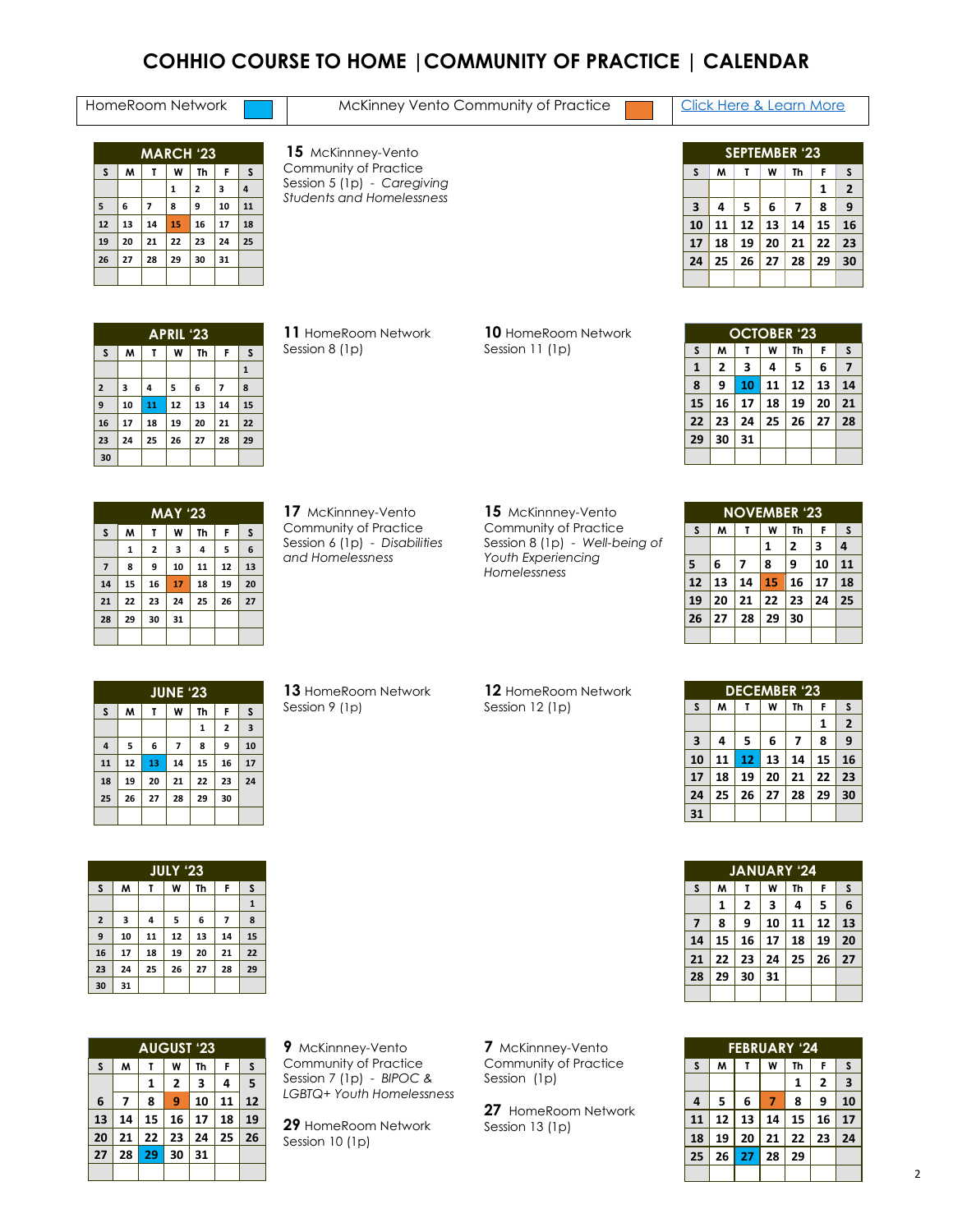# COHHIO COURSE TO HOME | COMMUNITY OF PRACTICE | CALENDAR

| HomeRoom Network (blue) | McKinney Vento Community of Practice (orange) | Click Here & Learn More |
|---|---|---|

## MARCH '23

| S | M | T | W | Th | F | S |
|---|---|---|---|---|---|---|
| | | | 1 | 2 | 3 | 4 |
| 5 | 6 | 7 | 8 | 9 | 10 | 11 |
| 12 | 13 | 14 | **15** | 16 | 17 | 18 |
| 19 | 20 | 21 | 22 | 23 | 24 | 25 |
| 26 | 27 | 28 | 29 | 30 | 31 | |

**15** McKinnney-Vento Community of Practice Session 5 (1p) - *Caregiving Students and Homelessness*

## APRIL '23

| S | M | T | W | Th | F | S |
|---|---|---|---|---|---|---|
| | | | | | | 1 |
| 2 | 3 | 4 | 5 | 6 | 7 | 8 |
| 9 | 10 | **11** | 12 | 13 | 14 | 15 |
| 16 | 17 | 18 | 19 | 20 | 21 | 22 |
| 23 | 24 | 25 | 26 | 27 | 28 | 29 |
| 30 | | | | | | |

**11** HomeRoom Network Session 8 (1p)

## MAY '23

| S | M | T | W | Th | F | S |
|---|---|---|---|---|---|---|
| | 1 | 2 | 3 | 4 | 5 | 6 |
| 7 | 8 | 9 | 10 | 11 | 12 | 13 |
| 14 | 15 | 16 | **17** | 18 | 19 | 20 |
| 21 | 22 | 23 | 24 | 25 | 26 | 27 |
| 28 | 29 | 30 | 31 | | | |

**17** McKinnney-Vento Community of Practice Session 6 (1p) - *Disabilities and Homelessness*

## JUNE '23

| S | M | T | W | Th | F | S |
|---|---|---|---|---|---|---|
| | | | | 1 | 2 | 3 |
| 4 | 5 | 6 | 7 | 8 | 9 | 10 |
| 11 | 12 | **13** | 14 | 15 | 16 | 17 |
| 18 | 19 | 20 | 21 | 22 | 23 | 24 |
| 25 | 26 | 27 | 28 | 29 | 30 | |

**13** HomeRoom Network Session 9 (1p)

## JULY '23

| S | M | T | W | Th | F | S |
|---|---|---|---|---|---|---|
| | | | | | | 1 |
| 2 | 3 | 4 | 5 | 6 | 7 | 8 |
| 9 | 10 | 11 | 12 | 13 | 14 | 15 |
| 16 | 17 | 18 | 19 | 20 | 21 | 22 |
| 23 | 24 | 25 | 26 | 27 | 28 | 29 |
| 30 | 31 | | | | | |

## AUGUST '23

| S | M | T | W | Th | F | S |
|---|---|---|---|---|---|---|
| | | 1 | 2 | 3 | 4 | 5 |
| 6 | 7 | 8 | **9** | 10 | 11 | 12 |
| 13 | 14 | 15 | 16 | 17 | 18 | 19 |
| 20 | 21 | 22 | 23 | 24 | 25 | 26 |
| 27 | 28 | **29** | 30 | 31 | | |

**9** McKinnney-Vento Community of Practice Session 7 (1p) - *BIPOC & LGBTQ+ Youth Homelessness*

**29** HomeRoom Network Session 10 (1p)

## SEPTEMBER '23

| S | M | T | W | Th | F | S |
|---|---|---|---|---|---|---|
| | | | | | 1 | 2 |
| 3 | 4 | 5 | 6 | 7 | 8 | 9 |
| 10 | 11 | 12 | 13 | 14 | 15 | 16 |
| 17 | 18 | 19 | 20 | 21 | 22 | 23 |
| 24 | 25 | 26 | 27 | 28 | 29 | 30 |

## OCTOBER '23

| S | M | T | W | Th | F | S |
|---|---|---|---|---|---|---|
| 1 | 2 | 3 | 4 | 5 | 6 | 7 |
| 8 | 9 | **10** | 11 | 12 | 13 | 14 |
| 15 | 16 | 17 | 18 | 19 | 20 | 21 |
| 22 | 23 | 24 | 25 | 26 | 27 | 28 |
| 29 | 30 | 31 | | | | |

**10** HomeRoom Network Session 11 (1p)

## NOVEMBER '23

| S | M | T | W | Th | F | S |
|---|---|---|---|---|---|---|
| | | | 1 | 2 | 3 | 4 |
| 5 | 6 | 7 | 8 | 9 | 10 | 11 |
| 12 | 13 | 14 | **15** | 16 | 17 | 18 |
| 19 | 20 | 21 | 22 | 23 | 24 | 25 |
| 26 | 27 | 28 | 29 | 30 | | |

**15** McKinnney-Vento Community of Practice Session 8 (1p) - *Well-being of Youth Experiencing Homelessness*

## DECEMBER '23

| S | M | T | W | Th | F | S |
|---|---|---|---|---|---|---|
| | | | | | 1 | 2 |
| 3 | 4 | 5 | 6 | 7 | 8 | 9 |
| 10 | 11 | **12** | 13 | 14 | 15 | 16 |
| 17 | 18 | 19 | 20 | 21 | 22 | 23 |
| 24 | 25 | 26 | 27 | 28 | 29 | 30 |
| 31 | | | | | | |

**12** HomeRoom Network Session 12 (1p)

## JANUARY '24

| S | M | T | W | Th | F | S |
|---|---|---|---|---|---|---|
| | 1 | 2 | 3 | 4 | 5 | 6 |
| 7 | 8 | 9 | 10 | 11 | 12 | 13 |
| 14 | 15 | 16 | 17 | 18 | 19 | 20 |
| 21 | 22 | 23 | 24 | 25 | 26 | 27 |
| 28 | 29 | 30 | 31 | | | |

## FEBRUARY '24

| S | M | T | W | Th | F | S |
|---|---|---|---|---|---|---|
| | | | | 1 | 2 | 3 |
| 4 | 5 | 6 | **7** | 8 | 9 | 10 |
| 11 | 12 | 13 | 14 | 15 | 16 | 17 |
| 18 | 19 | 20 | 21 | 22 | 23 | 24 |
| 25 | 26 | **27** | 28 | 29 | | |

**7** McKinnney-Vento Community of Practice Session (1p)

**27** HomeRoom Network Session 13 (1p)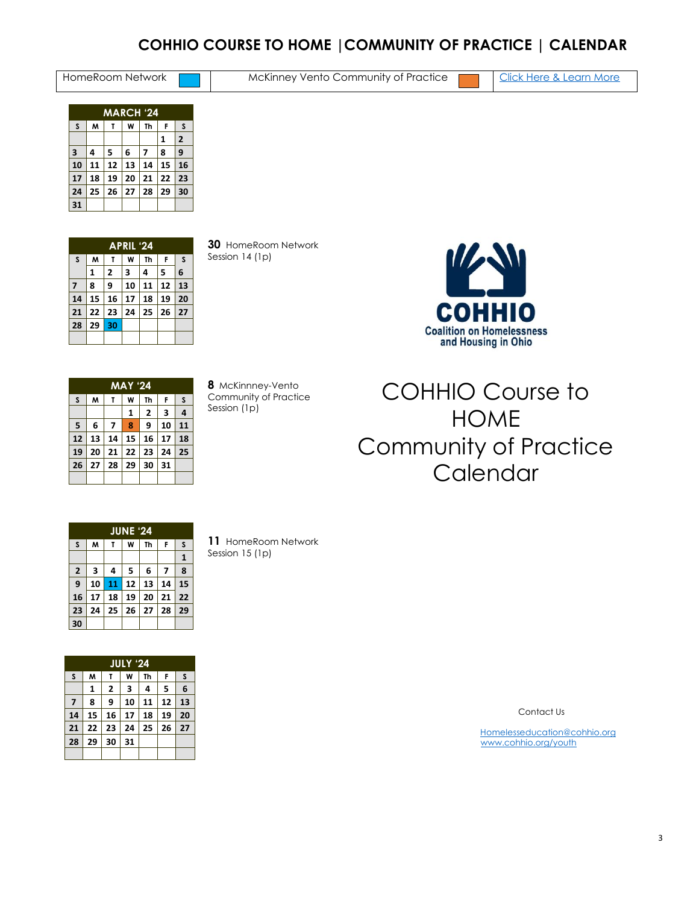# COHHIO COURSE TO HOME | COMMUNITY OF PRACTICE | CALENDAR

| HomeRoom Network | McKinney Vento Community of Practice | Click Here & Learn More |
|---|---|---|

| MARCH '24 | | | | | | |
|---|---|---|---|---|---|---|
| S | M | T | W | Th | F | S |
| | | | | | 1 | 2 |
| 3 | 4 | 5 | 6 | 7 | 8 | 9 |
| 10 | 11 | 12 | 13 | 14 | 15 | 16 |
| 17 | 18 | 19 | 20 | 21 | 22 | 23 |
| 24 | 25 | 26 | 27 | 28 | 29 | 30 |
| 31 | | | | | | |

| APRIL '24 | | | | | | |
|---|---|---|---|---|---|---|
| S | M | T | W | Th | F | S |
| | 1 | 2 | 3 | 4 | 5 | 6 |
| 7 | 8 | 9 | 10 | 11 | 12 | 13 |
| 14 | 15 | 16 | 17 | 18 | 19 | 20 |
| 21 | 22 | 23 | 24 | 25 | 26 | 27 |
| 28 | 29 | 30 | | | | |

**30** HomeRoom Network Session 14 (1p)

COHHIO
Coalition on Homelessness and Housing in Ohio

| MAY '24 | | | | | | |
|---|---|---|---|---|---|---|
| S | M | T | W | Th | F | S |
| | | | 1 | 2 | 3 | 4 |
| 5 | 6 | 7 | 8 | 9 | 10 | 11 |
| 12 | 13 | 14 | 15 | 16 | 17 | 18 |
| 19 | 20 | 21 | 22 | 23 | 24 | 25 |
| 26 | 27 | 28 | 29 | 30 | 31 | |

**8** McKinnney-Vento Community of Practice Session (1p)

## COHHIO Course to HOME Community of Practice Calendar

| JUNE '24 | | | | | | |
|---|---|---|---|---|---|---|
| S | M | T | W | Th | F | S |
| | | | | | | 1 |
| 2 | 3 | 4 | 5 | 6 | 7 | 8 |
| 9 | 10 | 11 | 12 | 13 | 14 | 15 |
| 16 | 17 | 18 | 19 | 20 | 21 | 22 |
| 23 | 24 | 25 | 26 | 27 | 28 | 29 |
| 30 | | | | | | |

**11** HomeRoom Network Session 15 (1p)

| JULY '24 | | | | | | |
|---|---|---|---|---|---|---|
| S | M | T | W | Th | F | S |
| | 1 | 2 | 3 | 4 | 5 | 6 |
| 7 | 8 | 9 | 10 | 11 | 12 | 13 |
| 14 | 15 | 16 | 17 | 18 | 19 | 20 |
| 21 | 22 | 23 | 24 | 25 | 26 | 27 |
| 28 | 29 | 30 | 31 | | | |

Contact Us

Homelesseducation@cohhio.org
www.cohhio.org/youth